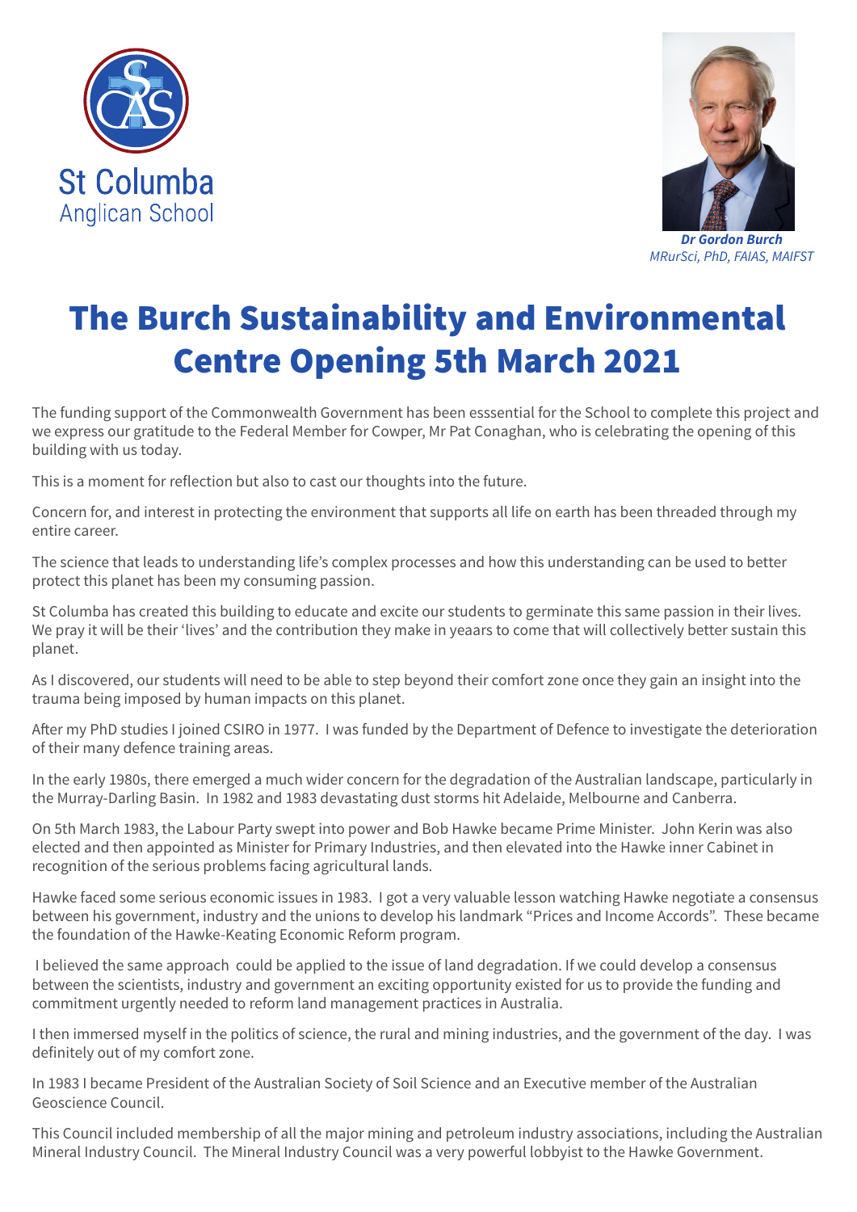St Columba
Anglican School

***Dr Gordon Burch***
*MRurSci, PhD, FAIAS, MAIFST*

# The Burch Sustainability and Environmental Centre Opening 5th March 2021

The funding support of the Commonwealth Government has been esssential for the School to complete this project and we express our gratitude to the Federal Member for Cowper, Mr Pat Conaghan, who is celebrating the opening of this building with us today.

This is a moment for reflection but also to cast our thoughts into the future.

Concern for, and interest in protecting the environment that supports all life on earth has been threaded through my entire career.

The science that leads to understanding life's complex processes and how this understanding can be used to better protect this planet has been my consuming passion.

St Columba has created this building to educate and excite our students to germinate this same passion in their lives. We pray it will be their 'lives' and the contribution they make in yeaars to come that will collectively better sustain this planet.

As I discovered, our students will need to be able to step beyond their comfort zone once they gain an insight into the trauma being imposed by human impacts on this planet.

After my PhD studies I joined CSIRO in 1977. I was funded by the Department of Defence to investigate the deterioration of their many defence training areas.

In the early 1980s, there emerged a much wider concern for the degradation of the Australian landscape, particularly in the Murray-Darling Basin. In 1982 and 1983 devastating dust storms hit Adelaide, Melbourne and Canberra.

On 5th March 1983, the Labour Party swept into power and Bob Hawke became Prime Minister. John Kerin was also elected and then appointed as Minister for Primary Industries, and then elevated into the Hawke inner Cabinet in recognition of the serious problems facing agricultural lands.

Hawke faced some serious economic issues in 1983. I got a very valuable lesson watching Hawke negotiate a consensus between his government, industry and the unions to develop his landmark "Prices and Income Accords". These became the foundation of the Hawke-Keating Economic Reform program.

I believed the same approach could be applied to the issue of land degradation. If we could develop a consensus between the scientists, industry and government an exciting opportunity existed for us to provide the funding and commitment urgently needed to reform land management practices in Australia.

I then immersed myself in the politics of science, the rural and mining industries, and the government of the day. I was definitely out of my comfort zone.

In 1983 I became President of the Australian Society of Soil Science and an Executive member of the Australian Geoscience Council.

This Council included membership of all the major mining and petroleum industry associations, including the Australian Mineral Industry Council. The Mineral Industry Council was a very powerful lobbyist to the Hawke Government.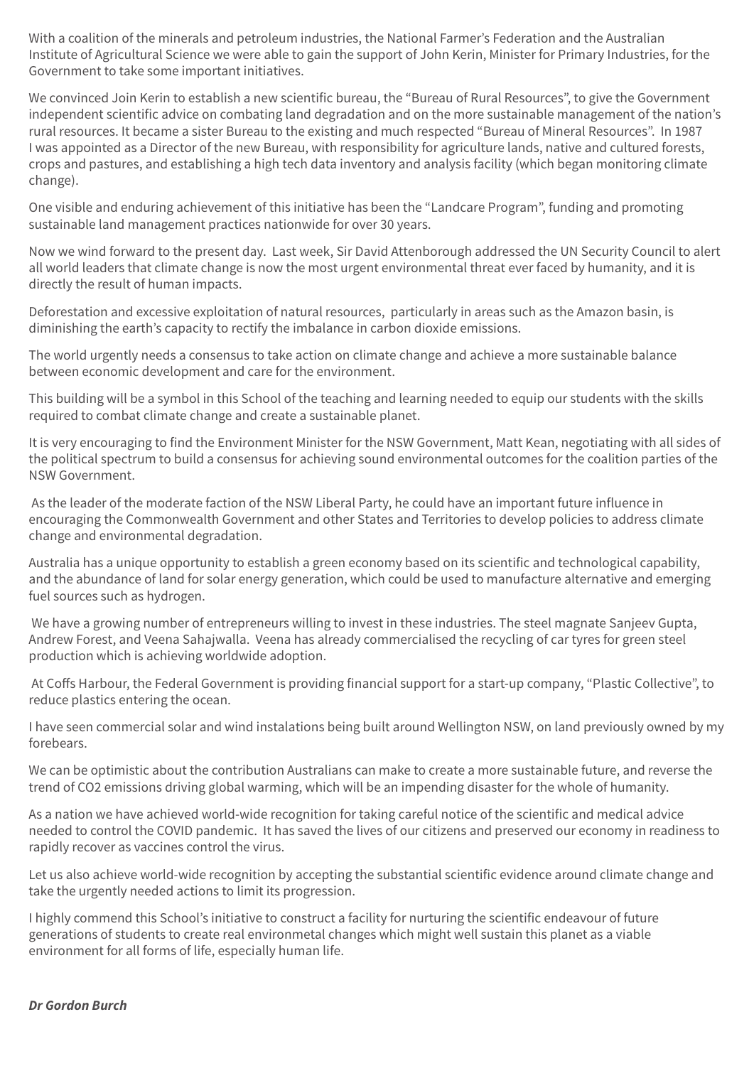With a coalition of the minerals and petroleum industries, the National Farmer's Federation and the Australian Institute of Agricultural Science we were able to gain the support of John Kerin, Minister for Primary Industries, for the Government to take some important initiatives.

We convinced Join Kerin to establish a new scientific bureau, the "Bureau of Rural Resources", to give the Government independent scientific advice on combating land degradation and on the more sustainable management of the nation's rural resources. It became a sister Bureau to the existing and much respected "Bureau of Mineral Resources". In 1987 I was appointed as a Director of the new Bureau, with responsibility for agriculture lands, native and cultured forests, crops and pastures, and establishing a high tech data inventory and analysis facility (which began monitoring climate change).

One visible and enduring achievement of this initiative has been the "Landcare Program", funding and promoting sustainable land management practices nationwide for over 30 years.

Now we wind forward to the present day. Last week, Sir David Attenborough addressed the UN Security Council to alert all world leaders that climate change is now the most urgent environmental threat ever faced by humanity, and it is directly the result of human impacts.

Deforestation and excessive exploitation of natural resources, particularly in areas such as the Amazon basin, is diminishing the earth's capacity to rectify the imbalance in carbon dioxide emissions.

The world urgently needs a consensus to take action on climate change and achieve a more sustainable balance between economic development and care for the environment.

This building will be a symbol in this School of the teaching and learning needed to equip our students with the skills required to combat climate change and create a sustainable planet.

It is very encouraging to find the Environment Minister for the NSW Government, Matt Kean, negotiating with all sides of the political spectrum to build a consensus for achieving sound environmental outcomes for the coalition parties of the NSW Government.

As the leader of the moderate faction of the NSW Liberal Party, he could have an important future influence in encouraging the Commonwealth Government and other States and Territories to develop policies to address climate change and environmental degradation.

Australia has a unique opportunity to establish a green economy based on its scientific and technological capability, and the abundance of land for solar energy generation, which could be used to manufacture alternative and emerging fuel sources such as hydrogen.

We have a growing number of entrepreneurs willing to invest in these industries. The steel magnate Sanjeev Gupta, Andrew Forest, and Veena Sahajwalla. Veena has already commercialised the recycling of car tyres for green steel production which is achieving worldwide adoption.

At Coffs Harbour, the Federal Government is providing financial support for a start-up company, "Plastic Collective", to reduce plastics entering the ocean.

I have seen commercial solar and wind instalations being built around Wellington NSW, on land previously owned by my forebears.

We can be optimistic about the contribution Australians can make to create a more sustainable future, and reverse the trend of $CO_2$ emissions driving global warming, which will be an impending disaster for the whole of humanity.

As a nation we have achieved world-wide recognition for taking careful notice of the scientific and medical advice needed to control the COVID pandemic. It has saved the lives of our citizens and preserved our economy in readiness to rapidly recover as vaccines control the virus.

Let us also achieve world-wide recognition by accepting the substantial scientific evidence around climate change and take the urgently needed actions to limit its progression.

I highly commend this School's initiative to construct a facility for nurturing the scientific endeavour of future generations of students to create real environmetal changes which might well sustain this planet as a viable environment for all forms of life, especially human life.

***Dr Gordon Burch***